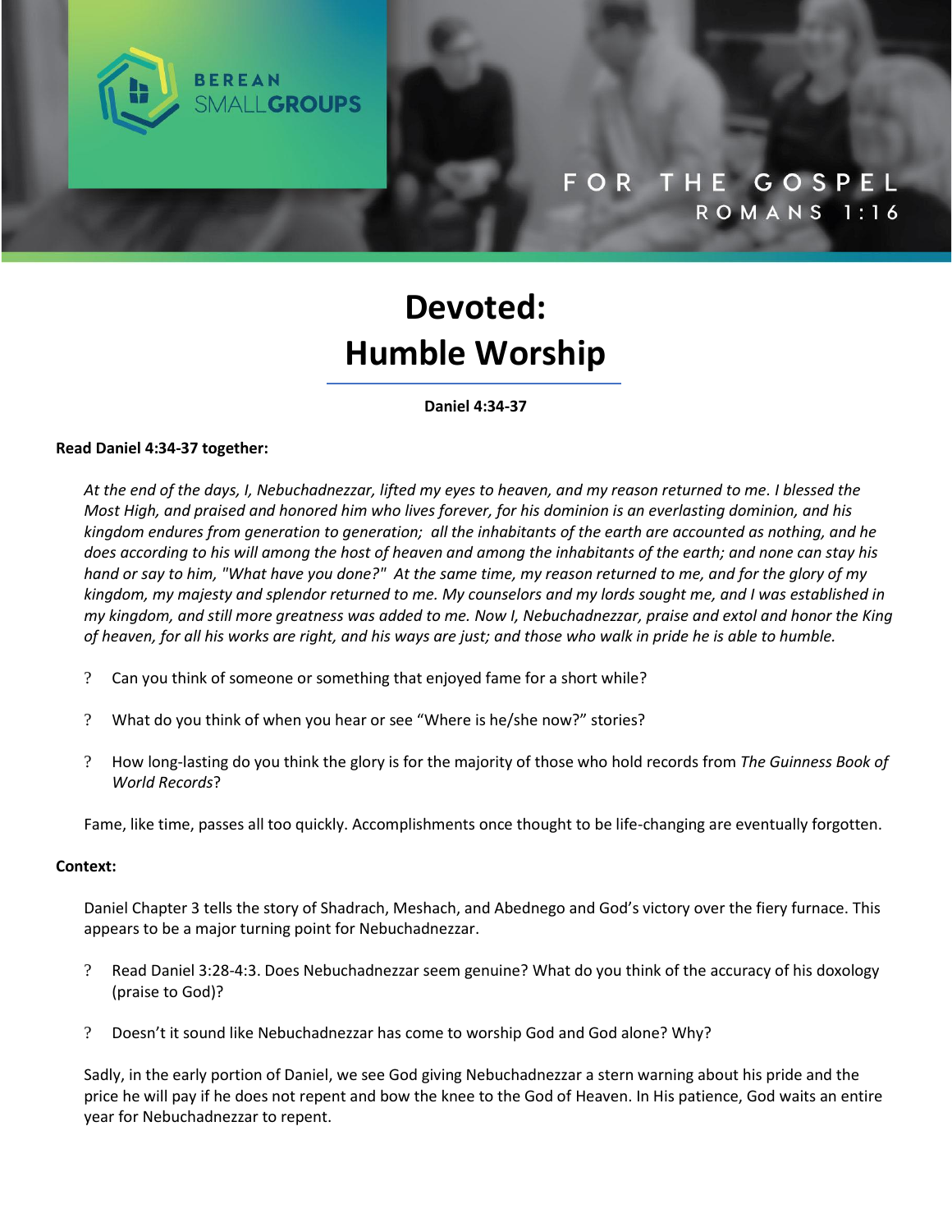BEREAN SMALLGROUPS

FOR THE GOSPEL
ROMANS 1:16

# Devoted: Humble Worship

**Daniel 4:34-37**

**Read Daniel 4:34-37 together:**

*At the end of the days, I, Nebuchadnezzar, lifted my eyes to heaven, and my reason returned to me. I blessed the Most High, and praised and honored him who lives forever, for his dominion is an everlasting dominion, and his kingdom endures from generation to generation; all the inhabitants of the earth are accounted as nothing, and he does according to his will among the host of heaven and among the inhabitants of the earth; and none can stay his hand or say to him, "What have you done?" At the same time, my reason returned to me, and for the glory of my kingdom, my majesty and splendor returned to me. My counselors and my lords sought me, and I was established in my kingdom, and still more greatness was added to me. Now I, Nebuchadnezzar, praise and extol and honor the King of heaven, for all his works are right, and his ways are just; and those who walk in pride he is able to humble.*

? Can you think of someone or something that enjoyed fame for a short while?

? What do you think of when you hear or see "Where is he/she now?" stories?

? How long-lasting do you think the glory is for the majority of those who hold records from *The Guinness Book of World Records*?

Fame, like time, passes all too quickly. Accomplishments once thought to be life-changing are eventually forgotten.

**Context:**

Daniel Chapter 3 tells the story of Shadrach, Meshach, and Abednego and God's victory over the fiery furnace. This appears to be a major turning point for Nebuchadnezzar.

? Read Daniel 3:28-4:3. Does Nebuchadnezzar seem genuine? What do you think of the accuracy of his doxology (praise to God)?

? Doesn't it sound like Nebuchadnezzar has come to worship God and God alone? Why?

Sadly, in the early portion of Daniel, we see God giving Nebuchadnezzar a stern warning about his pride and the price he will pay if he does not repent and bow the knee to the God of Heaven. In His patience, God waits an entire year for Nebuchadnezzar to repent.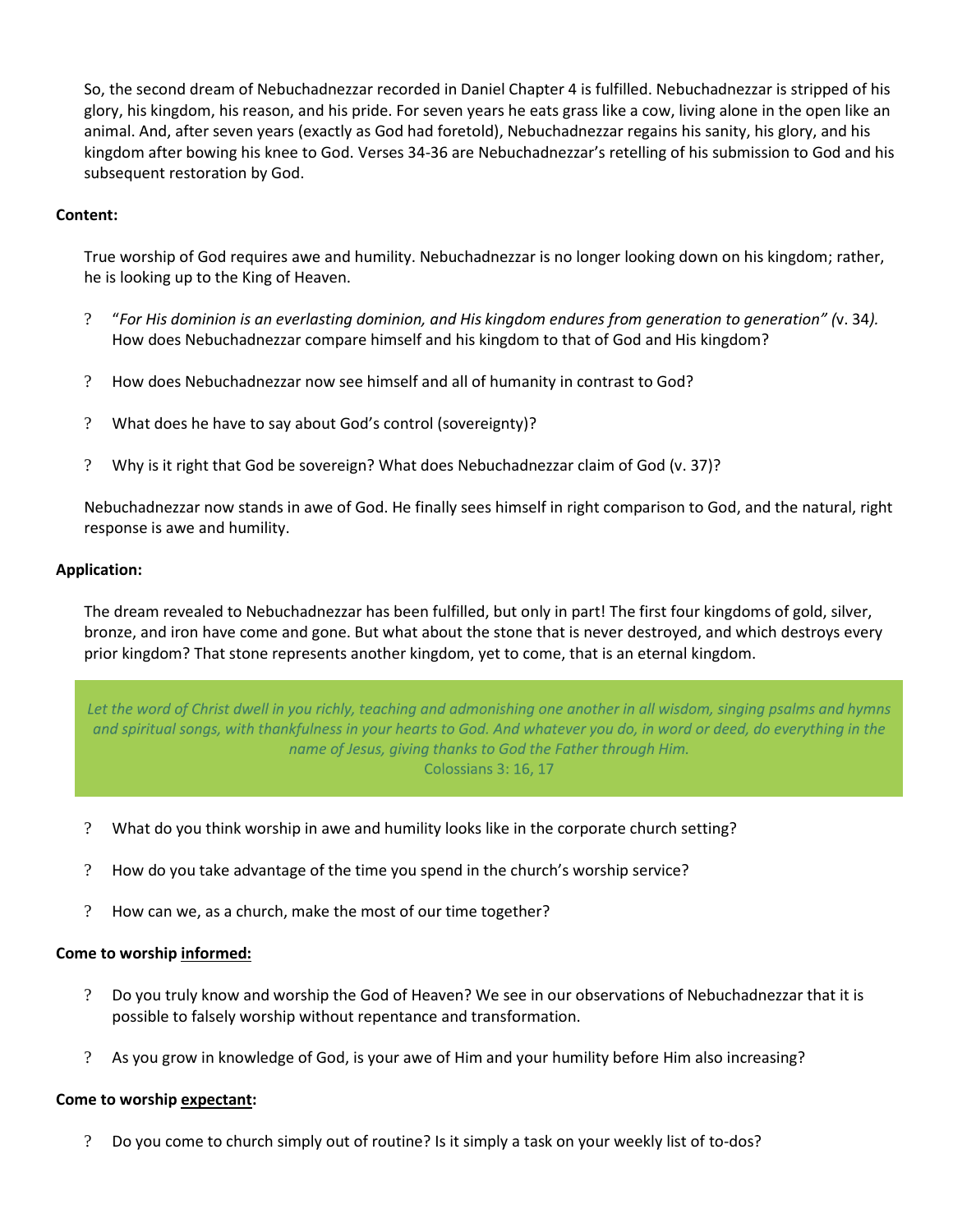So, the second dream of Nebuchadnezzar recorded in Daniel Chapter 4 is fulfilled. Nebuchadnezzar is stripped of his glory, his kingdom, his reason, and his pride. For seven years he eats grass like a cow, living alone in the open like an animal. And, after seven years (exactly as God had foretold), Nebuchadnezzar regains his sanity, his glory, and his kingdom after bowing his knee to God. Verses 34-36 are Nebuchadnezzar's retelling of his submission to God and his subsequent restoration by God.

**Content:**

True worship of God requires awe and humility. Nebuchadnezzar is no longer looking down on his kingdom; rather, he is looking up to the King of Heaven.

- ? "*For His dominion is an everlasting dominion, and His kingdom endures from generation to generation" (*v. 34*).* How does Nebuchadnezzar compare himself and his kingdom to that of God and His kingdom?
- ? How does Nebuchadnezzar now see himself and all of humanity in contrast to God?
- ? What does he have to say about God's control (sovereignty)?
- ? Why is it right that God be sovereign? What does Nebuchadnezzar claim of God (v. 37)?

Nebuchadnezzar now stands in awe of God. He finally sees himself in right comparison to God, and the natural, right response is awe and humility.

**Application:**

The dream revealed to Nebuchadnezzar has been fulfilled, but only in part! The first four kingdoms of gold, silver, bronze, and iron have come and gone. But what about the stone that is never destroyed, and which destroys every prior kingdom? That stone represents another kingdom, yet to come, that is an eternal kingdom.

> *Let the word of Christ dwell in you richly, teaching and admonishing one another in all wisdom, singing psalms and hymns and spiritual songs, with thankfulness in your hearts to God. And whatever you do, in word or deed, do everything in the name of Jesus, giving thanks to God the Father through Him.*
> Colossians 3: 16, 17

- ? What do you think worship in awe and humility looks like in the corporate church setting?
- ? How do you take advantage of the time you spend in the church's worship service?
- ? How can we, as a church, make the most of our time together?

**Come to worship <u>informed</u>:**

- ? Do you truly know and worship the God of Heaven? We see in our observations of Nebuchadnezzar that it is possible to falsely worship without repentance and transformation.
- ? As you grow in knowledge of God, is your awe of Him and your humility before Him also increasing?

**Come to worship <u>expectant</u>:**

- ? Do you come to church simply out of routine? Is it simply a task on your weekly list of to-dos?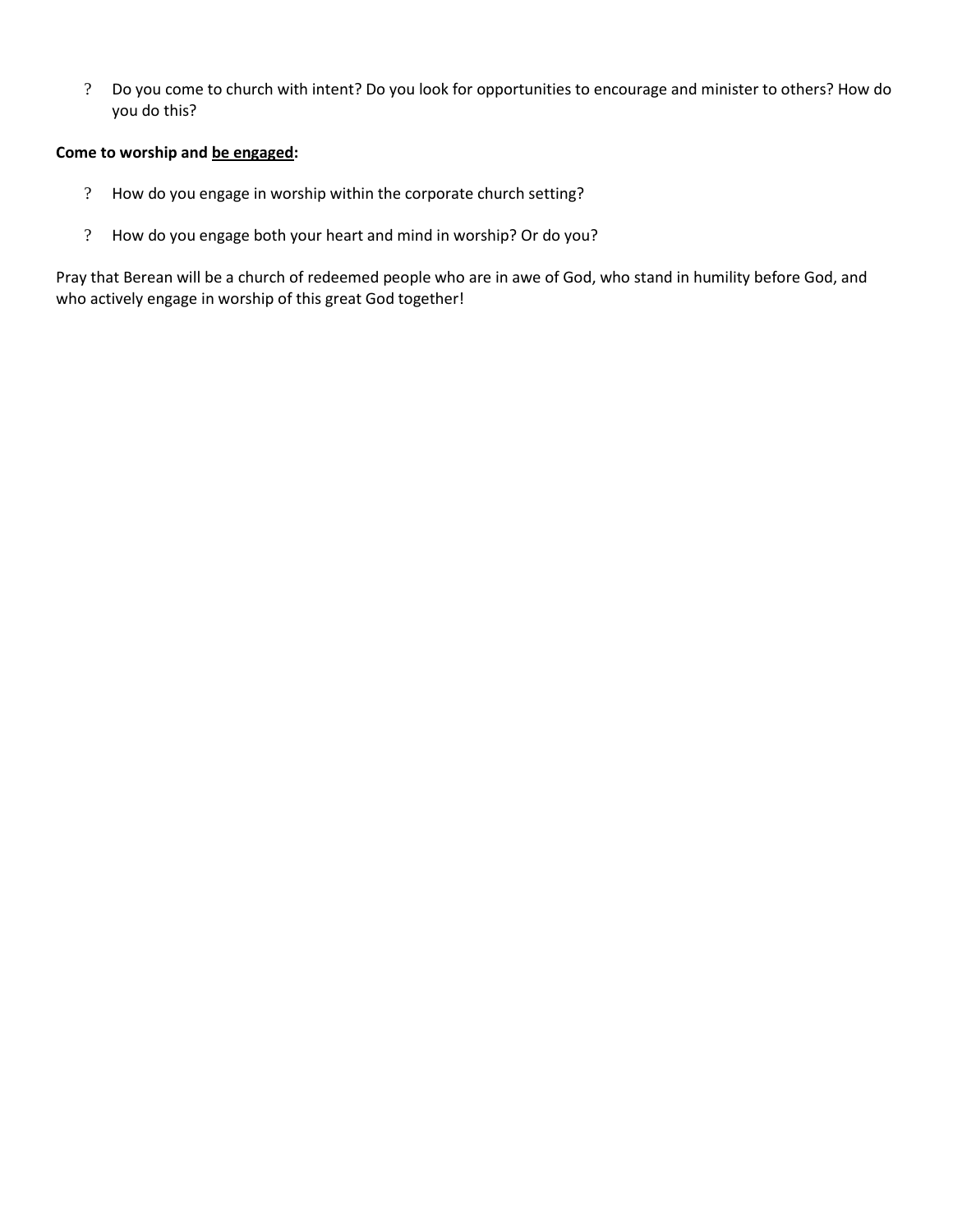- ? Do you come to church with intent? Do you look for opportunities to encourage and minister to others? How do you do this?

**Come to worship and <u>be engaged</u>:**

- ? How do you engage in worship within the corporate church setting?

- ? How do you engage both your heart and mind in worship? Or do you?

Pray that Berean will be a church of redeemed people who are in awe of God, who stand in humility before God, and who actively engage in worship of this great God together!